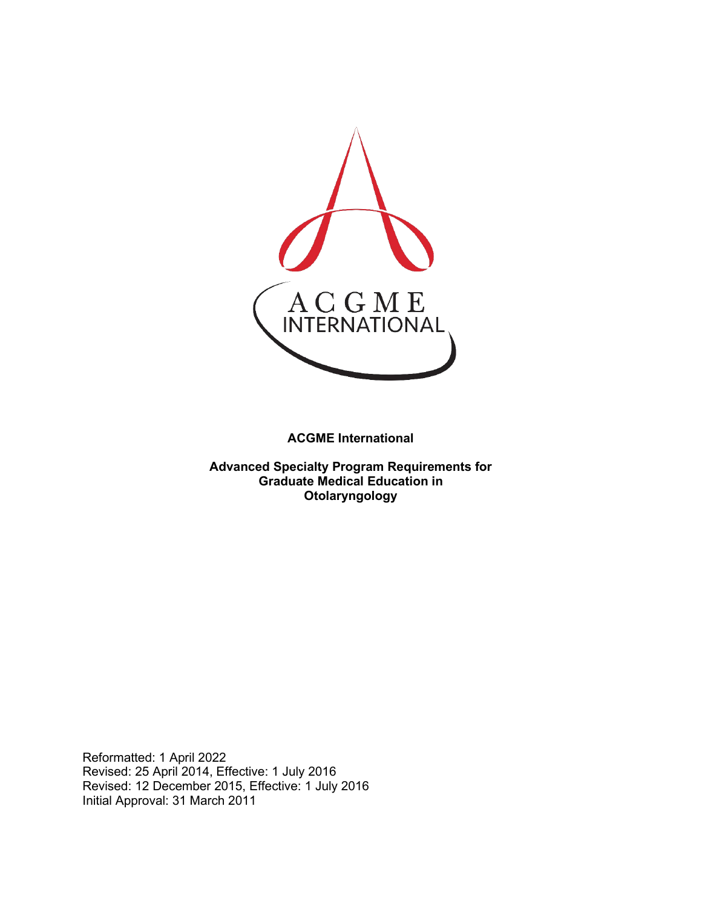**ACGME International**

**Advanced Specialty Program Requirements for Graduate Medical Education in Otolaryngology**

Reformatted: 1 April 2022
Revised: 25 April 2014, Effective: 1 July 2016
Revised: 12 December 2015, Effective: 1 July 2016
Initial Approval: 31 March 2011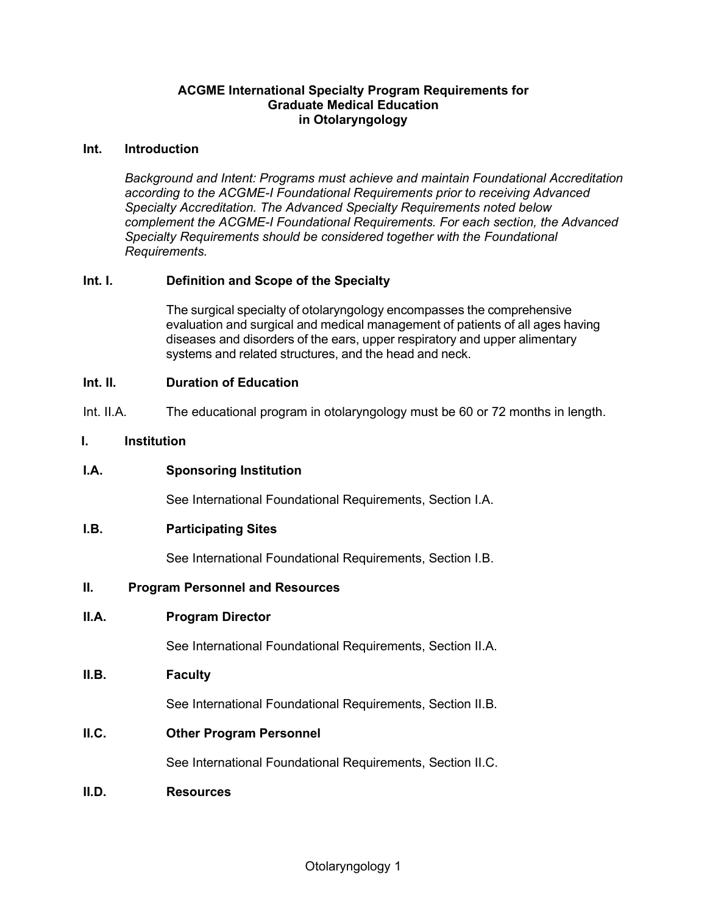**ACGME International Specialty Program Requirements for Graduate Medical Education in Otolaryngology**

## Int. Introduction

*Background and Intent: Programs must achieve and maintain Foundational Accreditation according to the ACGME-I Foundational Requirements prior to receiving Advanced Specialty Accreditation. The Advanced Specialty Requirements noted below complement the ACGME-I Foundational Requirements. For each section, the Advanced Specialty Requirements should be considered together with the Foundational Requirements.*

### Int. I. Definition and Scope of the Specialty

The surgical specialty of otolaryngology encompasses the comprehensive evaluation and surgical and medical management of patients of all ages having diseases and disorders of the ears, upper respiratory and upper alimentary systems and related structures, and the head and neck.

### Int. II. Duration of Education

Int. II.A. The educational program in otolaryngology must be 60 or 72 months in length.

## I. Institution

### I.A. Sponsoring Institution

See International Foundational Requirements, Section I.A.

### I.B. Participating Sites

See International Foundational Requirements, Section I.B.

## II. Program Personnel and Resources

### II.A. Program Director

See International Foundational Requirements, Section II.A.

### II.B. Faculty

See International Foundational Requirements, Section II.B.

### II.C. Other Program Personnel

See International Foundational Requirements, Section II.C.

### II.D. Resources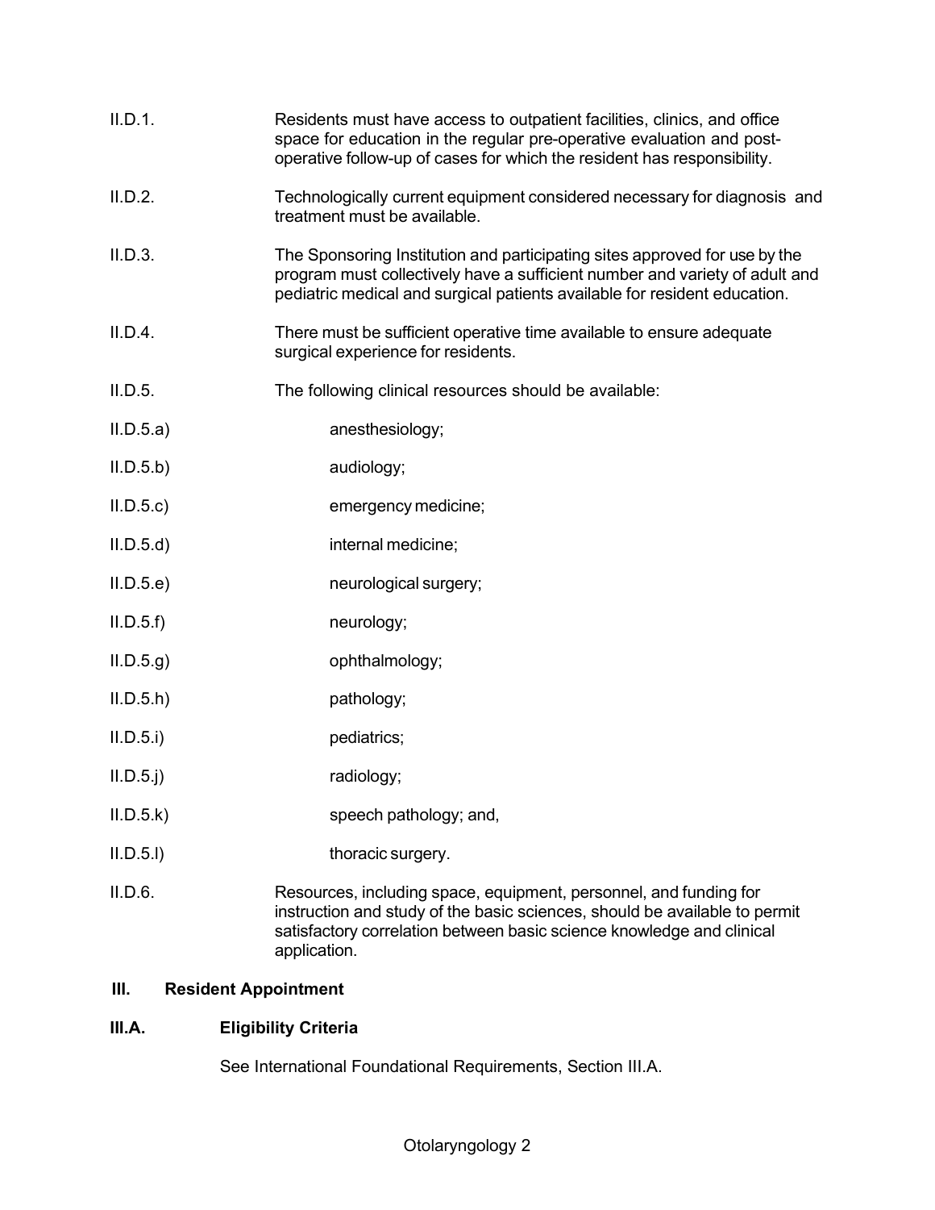II.D.1. Residents must have access to outpatient facilities, clinics, and office space for education in the regular pre-operative evaluation and post-operative follow-up of cases for which the resident has responsibility.

II.D.2. Technologically current equipment considered necessary for diagnosis and treatment must be available.

II.D.3. The Sponsoring Institution and participating sites approved for use by the program must collectively have a sufficient number and variety of adult and pediatric medical and surgical patients available for resident education.

II.D.4. There must be sufficient operative time available to ensure adequate surgical experience for residents.

II.D.5. The following clinical resources should be available:

II.D.5.a) anesthesiology;

II.D.5.b) audiology;

II.D.5.c) emergency medicine;

II.D.5.d) internal medicine;

II.D.5.e) neurological surgery;

II.D.5.f) neurology;

II.D.5.g) ophthalmology;

II.D.5.h) pathology;

II.D.5.i) pediatrics;

II.D.5.j) radiology;

II.D.5.k) speech pathology; and,

II.D.5.l) thoracic surgery.

II.D.6. Resources, including space, equipment, personnel, and funding for instruction and study of the basic sciences, should be available to permit satisfactory correlation between basic science knowledge and clinical application.

## III. Resident Appointment

### III.A. Eligibility Criteria

See International Foundational Requirements, Section III.A.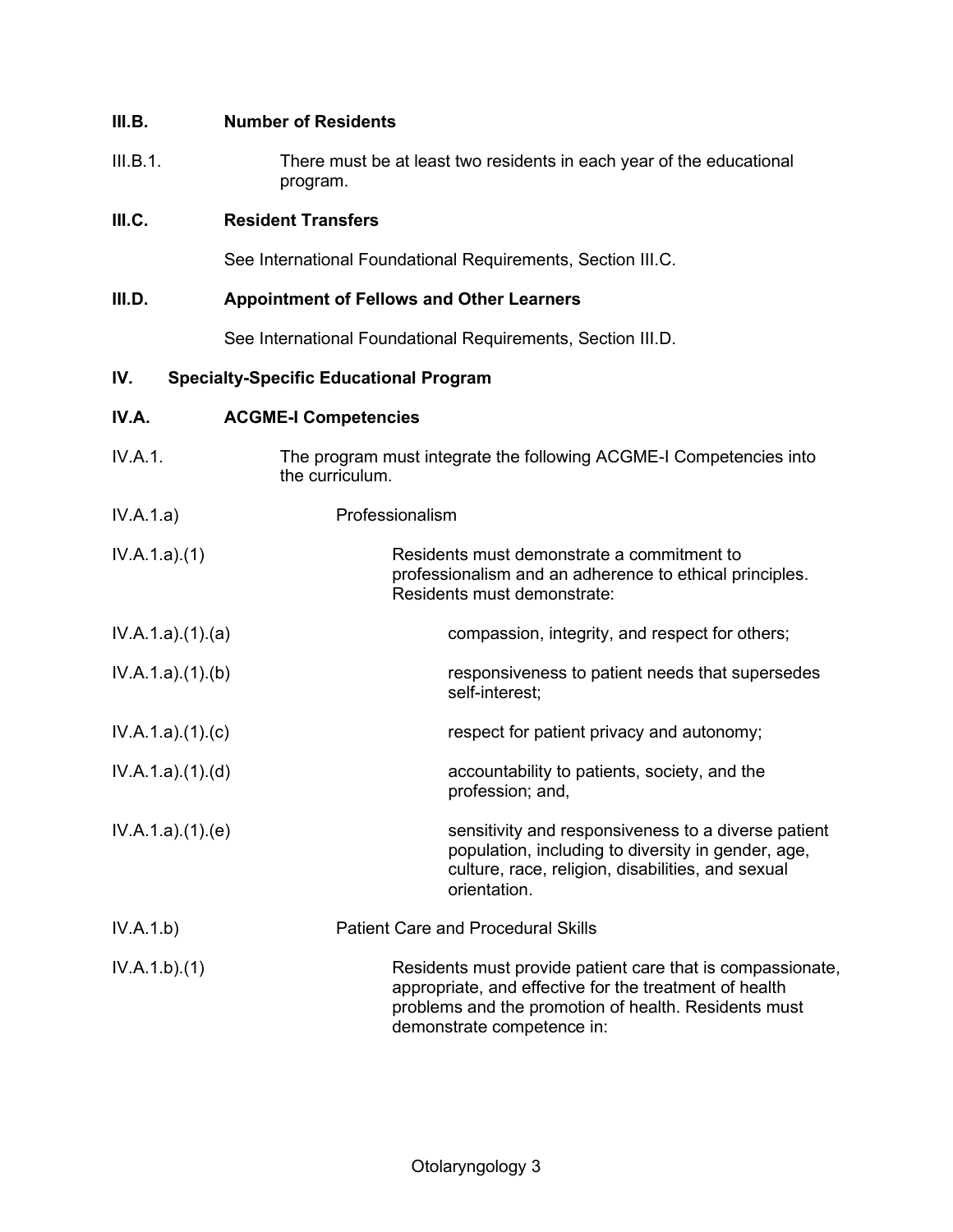**III.B. Number of Residents**

III.B.1. There must be at least two residents in each year of the educational program.

**III.C. Resident Transfers**

See International Foundational Requirements, Section III.C.

**III.D. Appointment of Fellows and Other Learners**

See International Foundational Requirements, Section III.D.

## IV. Specialty-Specific Educational Program

**IV.A. ACGME-I Competencies**

IV.A.1. The program must integrate the following ACGME-I Competencies into the curriculum.

IV.A.1.a) Professionalism

IV.A.1.a).(1) Residents must demonstrate a commitment to professionalism and an adherence to ethical principles. Residents must demonstrate:

IV.A.1.a).(1).(a) compassion, integrity, and respect for others;

IV.A.1.a).(1).(b) responsiveness to patient needs that supersedes self-interest;

IV.A.1.a).(1).(c) respect for patient privacy and autonomy;

IV.A.1.a).(1).(d) accountability to patients, society, and the profession; and,

IV.A.1.a).(1).(e) sensitivity and responsiveness to a diverse patient population, including to diversity in gender, age, culture, race, religion, disabilities, and sexual orientation.

IV.A.1.b) Patient Care and Procedural Skills

IV.A.1.b).(1) Residents must provide patient care that is compassionate, appropriate, and effective for the treatment of health problems and the promotion of health. Residents must demonstrate competence in: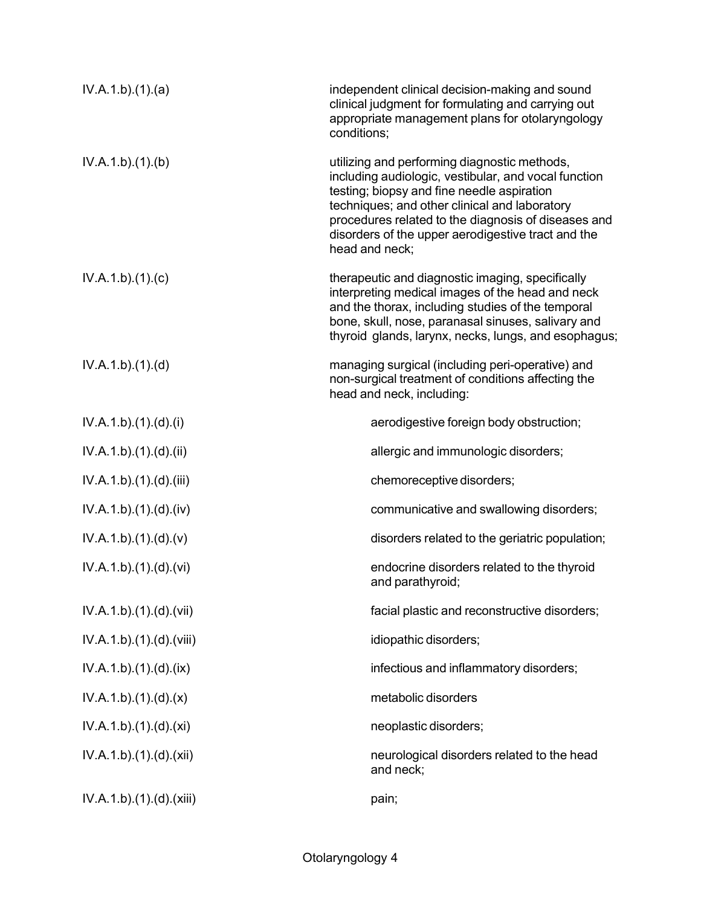| | |
|---|---|
| IV.A.1.b).(1).(a) | independent clinical decision-making and sound clinical judgment for formulating and carrying out appropriate management plans for otolaryngology conditions; |
| IV.A.1.b).(1).(b) | utilizing and performing diagnostic methods, including audiologic, vestibular, and vocal function testing; biopsy and fine needle aspiration techniques; and other clinical and laboratory procedures related to the diagnosis of diseases and disorders of the upper aerodigestive tract and the head and neck; |
| IV.A.1.b).(1).(c) | therapeutic and diagnostic imaging, specifically interpreting medical images of the head and neck and the thorax, including studies of the temporal bone, skull, nose, paranasal sinuses, salivary and thyroid glands, larynx, necks, lungs, and esophagus; |
| IV.A.1.b).(1).(d) | managing surgical (including peri-operative) and non-surgical treatment of conditions affecting the head and neck, including: |
| IV.A.1.b).(1).(d).(i) | aerodigestive foreign body obstruction; |
| IV.A.1.b).(1).(d).(ii) | allergic and immunologic disorders; |
| IV.A.1.b).(1).(d).(iii) | chemoreceptive disorders; |
| IV.A.1.b).(1).(d).(iv) | communicative and swallowing disorders; |
| IV.A.1.b).(1).(d).(v) | disorders related to the geriatric population; |
| IV.A.1.b).(1).(d).(vi) | endocrine disorders related to the thyroid and parathyroid; |
| IV.A.1.b).(1).(d).(vii) | facial plastic and reconstructive disorders; |
| IV.A.1.b).(1).(d).(viii) | idiopathic disorders; |
| IV.A.1.b).(1).(d).(ix) | infectious and inflammatory disorders; |
| IV.A.1.b).(1).(d).(x) | metabolic disorders |
| IV.A.1.b).(1).(d).(xi) | neoplastic disorders; |
| IV.A.1.b).(1).(d).(xii) | neurological disorders related to the head and neck; |
| IV.A.1.b).(1).(d).(xiii) | pain; |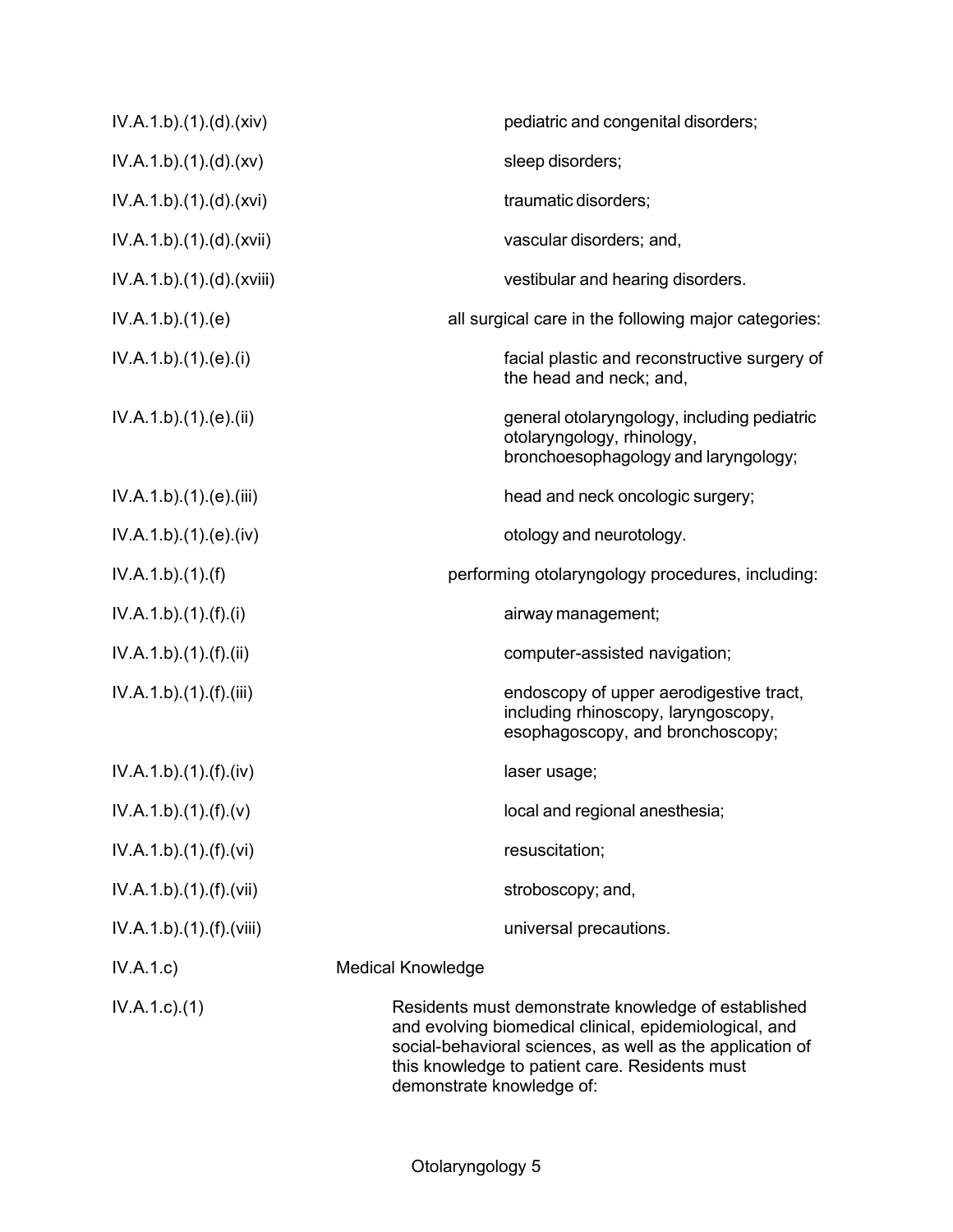| | |
|---|---|
| IV.A.1.b).(1).(d).(xiv) | pediatric and congenital disorders; |
| IV.A.1.b).(1).(d).(xv) | sleep disorders; |
| IV.A.1.b).(1).(d).(xvi) | traumatic disorders; |
| IV.A.1.b).(1).(d).(xvii) | vascular disorders; and, |
| IV.A.1.b).(1).(d).(xviii) | vestibular and hearing disorders. |
| IV.A.1.b).(1).(e) | all surgical care in the following major categories: |
| IV.A.1.b).(1).(e).(i) | facial plastic and reconstructive surgery of the head and neck; and, |
| IV.A.1.b).(1).(e).(ii) | general otolaryngology, including pediatric otolaryngology, rhinology, bronchoesophagology and laryngology; |
| IV.A.1.b).(1).(e).(iii) | head and neck oncologic surgery; |
| IV.A.1.b).(1).(e).(iv) | otology and neurotology. |
| IV.A.1.b).(1).(f) | performing otolaryngology procedures, including: |
| IV.A.1.b).(1).(f).(i) | airway management; |
| IV.A.1.b).(1).(f).(ii) | computer-assisted navigation; |
| IV.A.1.b).(1).(f).(iii) | endoscopy of upper aerodigestive tract, including rhinoscopy, laryngoscopy, esophagoscopy, and bronchoscopy; |
| IV.A.1.b).(1).(f).(iv) | laser usage; |
| IV.A.1.b).(1).(f).(v) | local and regional anesthesia; |
| IV.A.1.b).(1).(f).(vi) | resuscitation; |
| IV.A.1.b).(1).(f).(vii) | stroboscopy; and, |
| IV.A.1.b).(1).(f).(viii) | universal precautions. |
| IV.A.1.c) | Medical Knowledge |
| IV.A.1.c).(1) | Residents must demonstrate knowledge of established and evolving biomedical clinical, epidemiological, and social-behavioral sciences, as well as the application of this knowledge to patient care. Residents must demonstrate knowledge of: |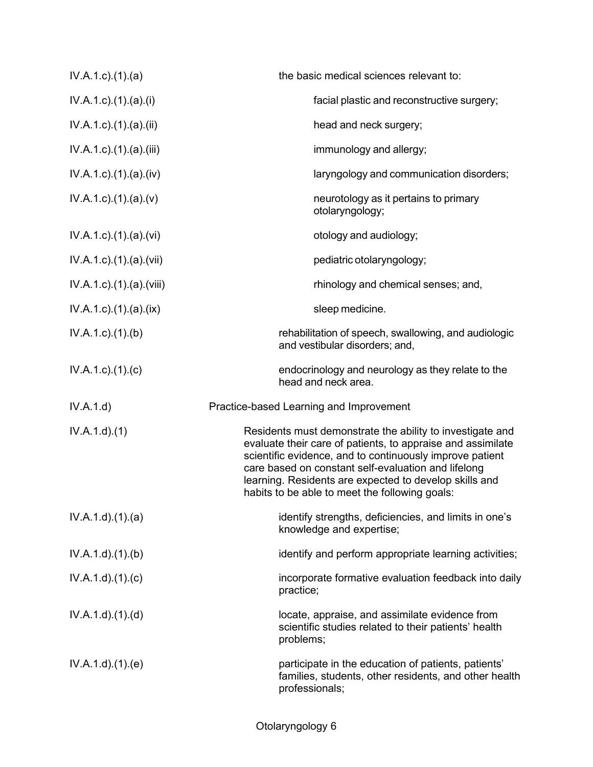IV.A.1.c).(1).(a) the basic medical sciences relevant to:

IV.A.1.c).(1).(a).(i) facial plastic and reconstructive surgery;

IV.A.1.c).(1).(a).(ii) head and neck surgery;

IV.A.1.c).(1).(a).(iii) immunology and allergy;

IV.A.1.c).(1).(a).(iv) laryngology and communication disorders;

IV.A.1.c).(1).(a).(v) neurotology as it pertains to primary otolaryngology;

IV.A.1.c).(1).(a).(vi) otology and audiology;

IV.A.1.c).(1).(a).(vii) pediatric otolaryngology;

IV.A.1.c).(1).(a).(viii) rhinology and chemical senses; and,

IV.A.1.c).(1).(a).(ix) sleep medicine.

IV.A.1.c).(1).(b) rehabilitation of speech, swallowing, and audiologic and vestibular disorders; and,

IV.A.1.c).(1).(c) endocrinology and neurology as they relate to the head and neck area.

IV.A.1.d) Practice-based Learning and Improvement

IV.A.1.d).(1) Residents must demonstrate the ability to investigate and evaluate their care of patients, to appraise and assimilate scientific evidence, and to continuously improve patient care based on constant self-evaluation and lifelong learning. Residents are expected to develop skills and habits to be able to meet the following goals:

IV.A.1.d).(1).(a) identify strengths, deficiencies, and limits in one's knowledge and expertise;

IV.A.1.d).(1).(b) identify and perform appropriate learning activities;

IV.A.1.d).(1).(c) incorporate formative evaluation feedback into daily practice;

IV.A.1.d).(1).(d) locate, appraise, and assimilate evidence from scientific studies related to their patients' health problems;

IV.A.1.d).(1).(e) participate in the education of patients, patients' families, students, other residents, and other health professionals;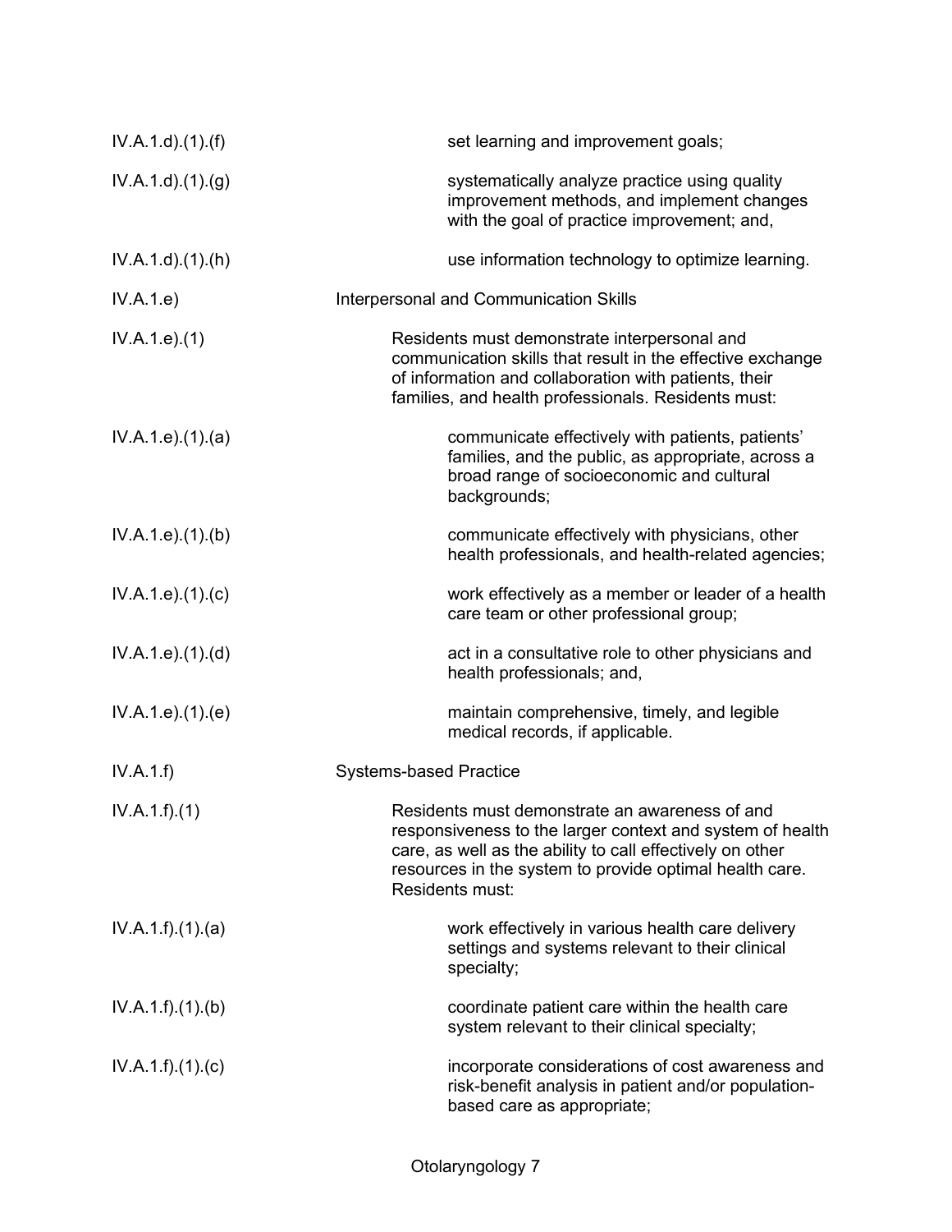| | |
|---|---|
| IV.A.1.d).(1).(f) | set learning and improvement goals; |
| IV.A.1.d).(1).(g) | systematically analyze practice using quality improvement methods, and implement changes with the goal of practice improvement; and, |
| IV.A.1.d).(1).(h) | use information technology to optimize learning. |
| IV.A.1.e) | Interpersonal and Communication Skills |
| IV.A.1.e).(1) | Residents must demonstrate interpersonal and communication skills that result in the effective exchange of information and collaboration with patients, their families, and health professionals. Residents must: |
| IV.A.1.e).(1).(a) | communicate effectively with patients, patients' families, and the public, as appropriate, across a broad range of socioeconomic and cultural backgrounds; |
| IV.A.1.e).(1).(b) | communicate effectively with physicians, other health professionals, and health-related agencies; |
| IV.A.1.e).(1).(c) | work effectively as a member or leader of a health care team or other professional group; |
| IV.A.1.e).(1).(d) | act in a consultative role to other physicians and health professionals; and, |
| IV.A.1.e).(1).(e) | maintain comprehensive, timely, and legible medical records, if applicable. |
| IV.A.1.f) | Systems-based Practice |
| IV.A.1.f).(1) | Residents must demonstrate an awareness of and responsiveness to the larger context and system of health care, as well as the ability to call effectively on other resources in the system to provide optimal health care. Residents must: |
| IV.A.1.f).(1).(a) | work effectively in various health care delivery settings and systems relevant to their clinical specialty; |
| IV.A.1.f).(1).(b) | coordinate patient care within the health care system relevant to their clinical specialty; |
| IV.A.1.f).(1).(c) | incorporate considerations of cost awareness and risk-benefit analysis in patient and/or population-based care as appropriate; |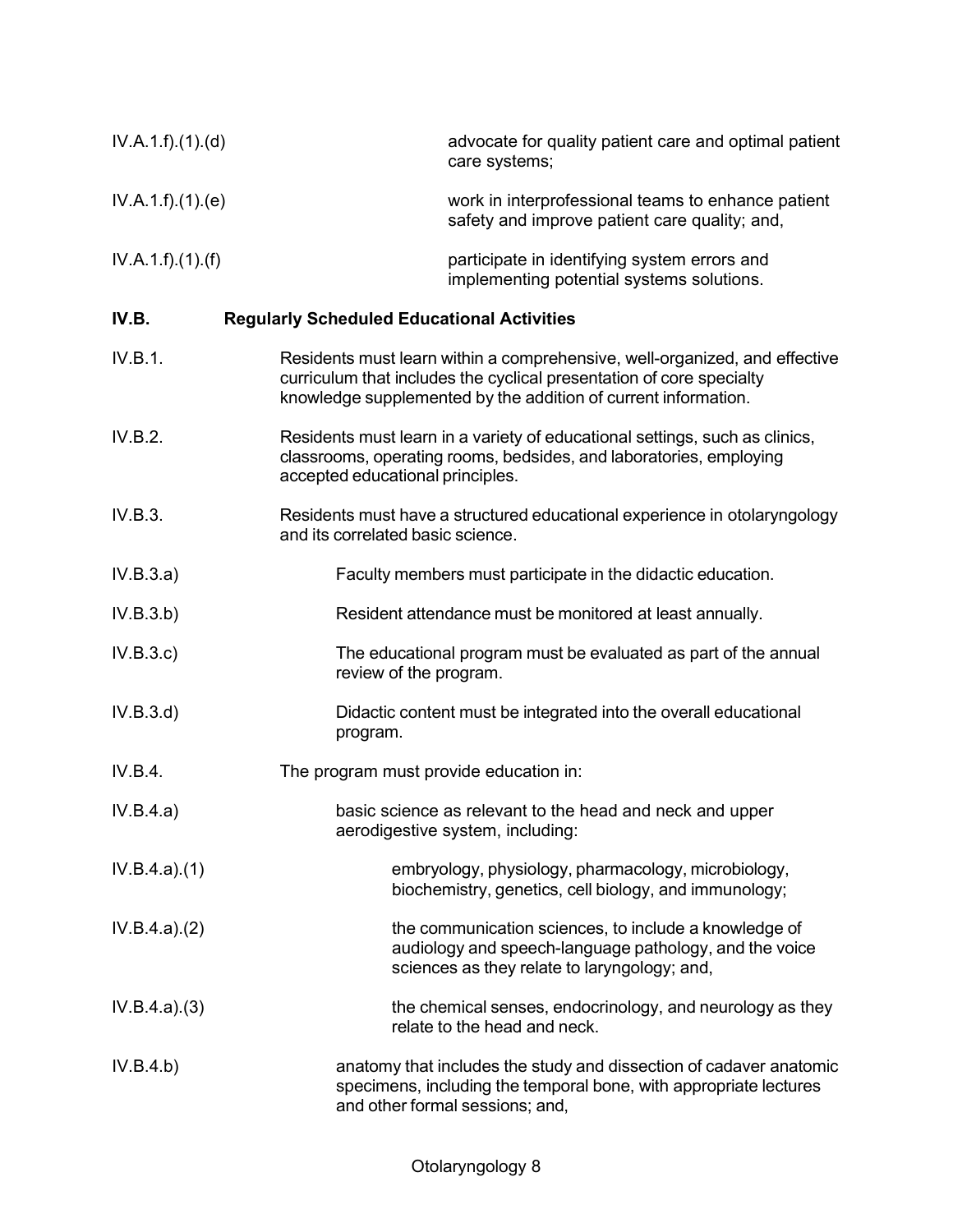IV.A.1.f).(1).(d) advocate for quality patient care and optimal patient care systems;

IV.A.1.f).(1).(e) work in interprofessional teams to enhance patient safety and improve patient care quality; and,

IV.A.1.f).(1).(f) participate in identifying system errors and implementing potential systems solutions.

**IV.B. Regularly Scheduled Educational Activities**

IV.B.1. Residents must learn within a comprehensive, well-organized, and effective curriculum that includes the cyclical presentation of core specialty knowledge supplemented by the addition of current information.

IV.B.2. Residents must learn in a variety of educational settings, such as clinics, classrooms, operating rooms, bedsides, and laboratories, employing accepted educational principles.

IV.B.3. Residents must have a structured educational experience in otolaryngology and its correlated basic science.

IV.B.3.a) Faculty members must participate in the didactic education.

IV.B.3.b) Resident attendance must be monitored at least annually.

IV.B.3.c) The educational program must be evaluated as part of the annual review of the program.

IV.B.3.d) Didactic content must be integrated into the overall educational program.

IV.B.4. The program must provide education in:

IV.B.4.a) basic science as relevant to the head and neck and upper aerodigestive system, including:

IV.B.4.a).(1) embryology, physiology, pharmacology, microbiology, biochemistry, genetics, cell biology, and immunology;

IV.B.4.a).(2) the communication sciences, to include a knowledge of audiology and speech-language pathology, and the voice sciences as they relate to laryngology; and,

IV.B.4.a).(3) the chemical senses, endocrinology, and neurology as they relate to the head and neck.

IV.B.4.b) anatomy that includes the study and dissection of cadaver anatomic specimens, including the temporal bone, with appropriate lectures and other formal sessions; and,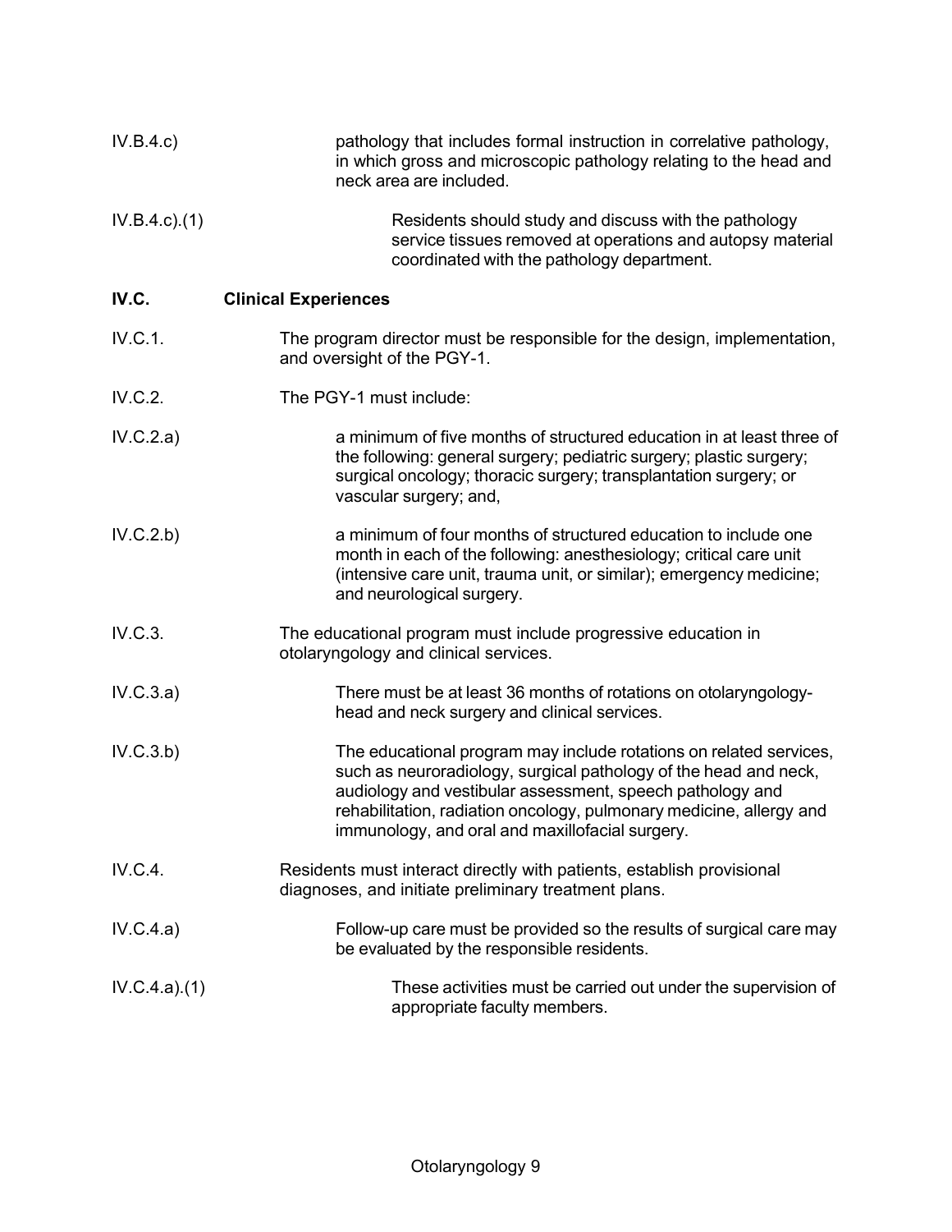IV.B.4.c) pathology that includes formal instruction in correlative pathology, in which gross and microscopic pathology relating to the head and neck area are included.

IV.B.4.c).(1) Residents should study and discuss with the pathology service tissues removed at operations and autopsy material coordinated with the pathology department.

**IV.C. Clinical Experiences**

IV.C.1. The program director must be responsible for the design, implementation, and oversight of the PGY-1.

IV.C.2. The PGY-1 must include:

IV.C.2.a) a minimum of five months of structured education in at least three of the following: general surgery; pediatric surgery; plastic surgery; surgical oncology; thoracic surgery; transplantation surgery; or vascular surgery; and,

IV.C.2.b) a minimum of four months of structured education to include one month in each of the following: anesthesiology; critical care unit (intensive care unit, trauma unit, or similar); emergency medicine; and neurological surgery.

IV.C.3. The educational program must include progressive education in otolaryngology and clinical services.

IV.C.3.a) There must be at least 36 months of rotations on otolaryngology-head and neck surgery and clinical services.

IV.C.3.b) The educational program may include rotations on related services, such as neuroradiology, surgical pathology of the head and neck, audiology and vestibular assessment, speech pathology and rehabilitation, radiation oncology, pulmonary medicine, allergy and immunology, and oral and maxillofacial surgery.

IV.C.4. Residents must interact directly with patients, establish provisional diagnoses, and initiate preliminary treatment plans.

IV.C.4.a) Follow-up care must be provided so the results of surgical care may be evaluated by the responsible residents.

IV.C.4.a).(1) These activities must be carried out under the supervision of appropriate faculty members.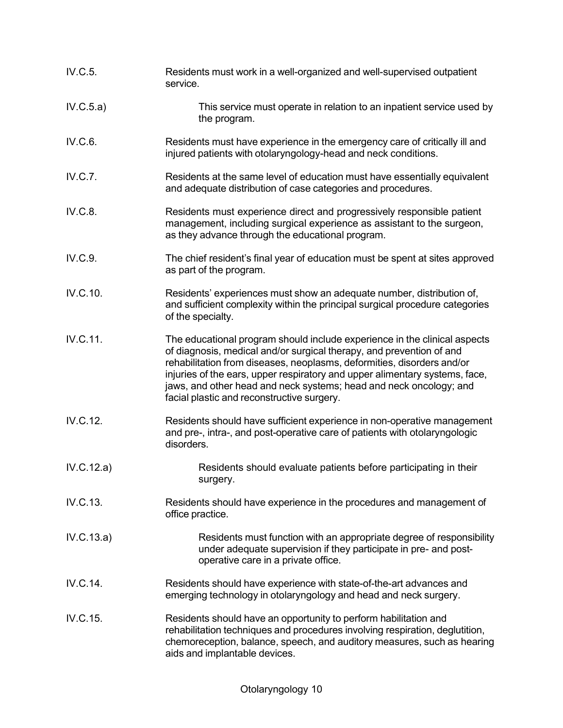IV.C.5. Residents must work in a well-organized and well-supervised outpatient service.

IV.C.5.a) This service must operate in relation to an inpatient service used by the program.

IV.C.6. Residents must have experience in the emergency care of critically ill and injured patients with otolaryngology-head and neck conditions.

IV.C.7. Residents at the same level of education must have essentially equivalent and adequate distribution of case categories and procedures.

IV.C.8. Residents must experience direct and progressively responsible patient management, including surgical experience as assistant to the surgeon, as they advance through the educational program.

IV.C.9. The chief resident's final year of education must be spent at sites approved as part of the program.

IV.C.10. Residents' experiences must show an adequate number, distribution of, and sufficient complexity within the principal surgical procedure categories of the specialty.

IV.C.11. The educational program should include experience in the clinical aspects of diagnosis, medical and/or surgical therapy, and prevention of and rehabilitation from diseases, neoplasms, deformities, disorders and/or injuries of the ears, upper respiratory and upper alimentary systems, face, jaws, and other head and neck systems; head and neck oncology; and facial plastic and reconstructive surgery.

IV.C.12. Residents should have sufficient experience in non-operative management and pre-, intra-, and post-operative care of patients with otolaryngologic disorders.

IV.C.12.a) Residents should evaluate patients before participating in their surgery.

IV.C.13. Residents should have experience in the procedures and management of office practice.

IV.C.13.a) Residents must function with an appropriate degree of responsibility under adequate supervision if they participate in pre- and post-operative care in a private office.

IV.C.14. Residents should have experience with state-of-the-art advances and emerging technology in otolaryngology and head and neck surgery.

IV.C.15. Residents should have an opportunity to perform habilitation and rehabilitation techniques and procedures involving respiration, deglutition, chemoreception, balance, speech, and auditory measures, such as hearing aids and implantable devices.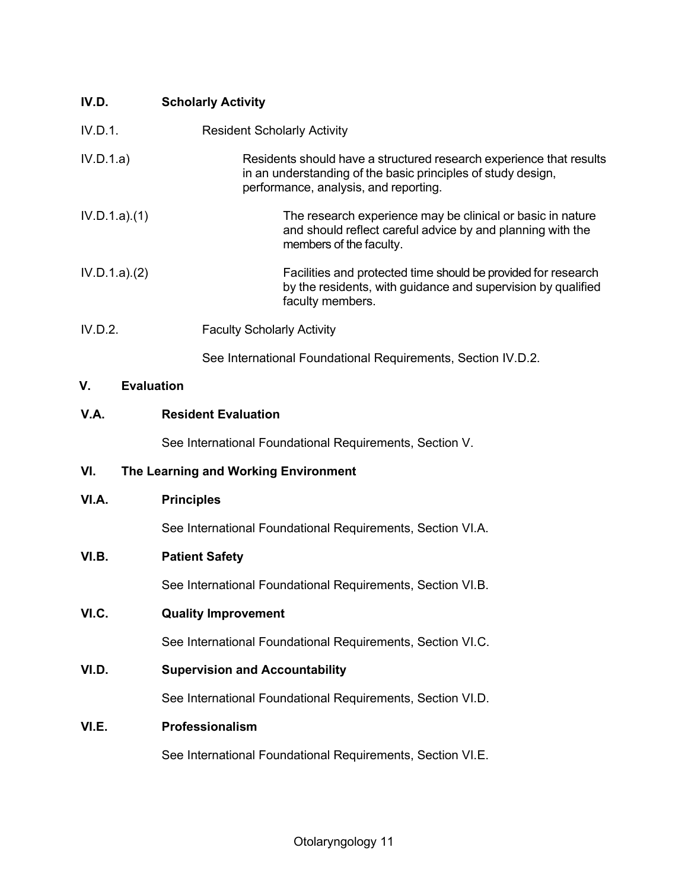**IV.D. Scholarly Activity**

IV.D.1. Resident Scholarly Activity

IV.D.1.a) Residents should have a structured research experience that results in an understanding of the basic principles of study design, performance, analysis, and reporting.

IV.D.1.a).(1) The research experience may be clinical or basic in nature and should reflect careful advice by and planning with the members of the faculty.

IV.D.1.a).(2) Facilities and protected time should be provided for research by the residents, with guidance and supervision by qualified faculty members.

IV.D.2. Faculty Scholarly Activity

See International Foundational Requirements, Section IV.D.2.

**V. Evaluation**

**V.A. Resident Evaluation**

See International Foundational Requirements, Section V.

**VI. The Learning and Working Environment**

**VI.A. Principles**

See International Foundational Requirements, Section VI.A.

**VI.B. Patient Safety**

See International Foundational Requirements, Section VI.B.

**VI.C. Quality Improvement**

See International Foundational Requirements, Section VI.C.

**VI.D. Supervision and Accountability**

See International Foundational Requirements, Section VI.D.

**VI.E. Professionalism**

See International Foundational Requirements, Section VI.E.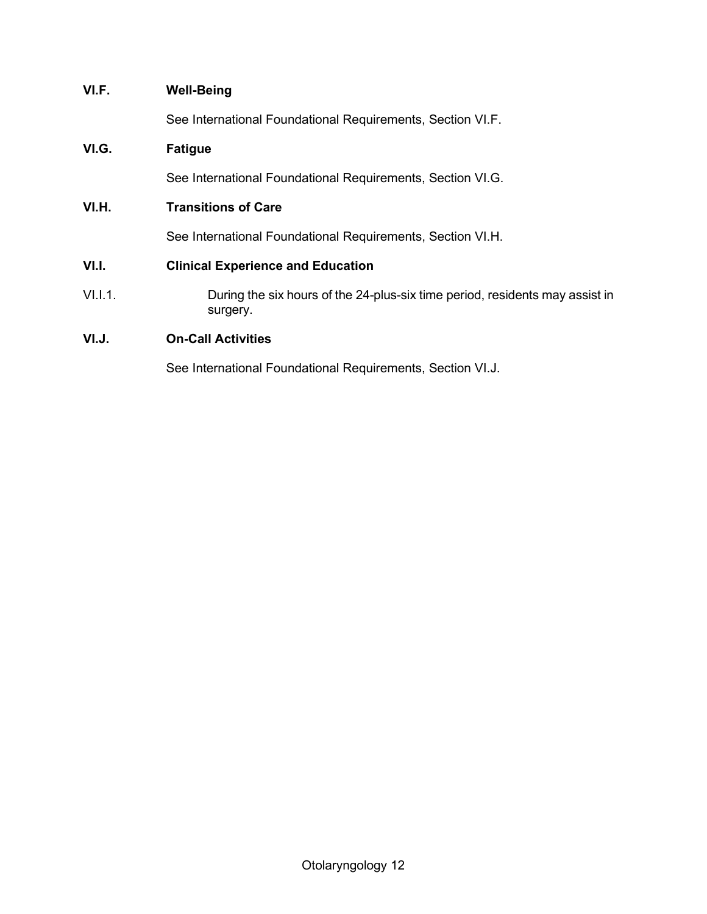**VI.F. Well-Being**

See International Foundational Requirements, Section VI.F.

**VI.G. Fatigue**

See International Foundational Requirements, Section VI.G.

**VI.H. Transitions of Care**

See International Foundational Requirements, Section VI.H.

**VI.I. Clinical Experience and Education**

VI.I.1. During the six hours of the 24-plus-six time period, residents may assist in surgery.

**VI.J. On-Call Activities**

See International Foundational Requirements, Section VI.J.